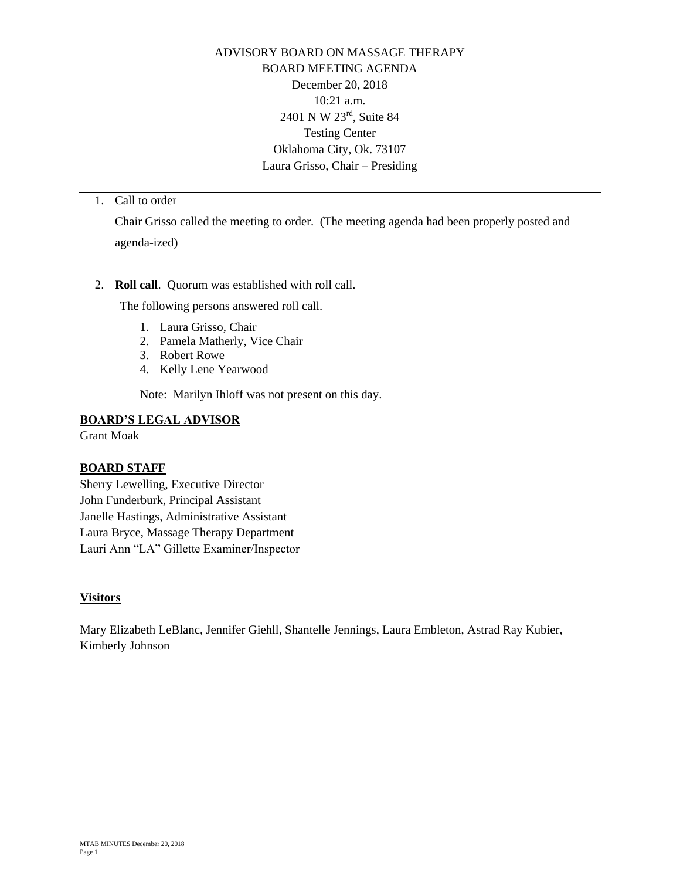# ADVISORY BOARD ON MASSAGE THERAPY
## BOARD MEETING AGENDA

December 20, 2018
10:21 a.m.
2401 N W 23rd, Suite 84
Testing Center
Oklahoma City, Ok. 73107
Laura Grisso, Chair – Presiding

---

1. Call to order

   Chair Grisso called the meeting to order. (The meeting agenda had been properly posted and agenda-ized)

2. **Roll call**. Quorum was established with roll call.

   The following persons answered roll call.

   1. Laura Grisso, Chair
   2. Pamela Matherly, Vice Chair
   3. Robert Rowe
   4. Kelly Lene Yearwood

   Note: Marilyn Ihloff was not present on this day.

**BOARD'S LEGAL ADVISOR**

Grant Moak

**BOARD STAFF**

Sherry Lewelling, Executive Director
John Funderburk, Principal Assistant
Janelle Hastings, Administrative Assistant
Laura Bryce, Massage Therapy Department
Lauri Ann "LA" Gillette Examiner/Inspector

**Visitors**

Mary Elizabeth LeBlanc, Jennifer Giehll, Shantelle Jennings, Laura Embleton, Astrad Ray Kubier, Kimberly Johnson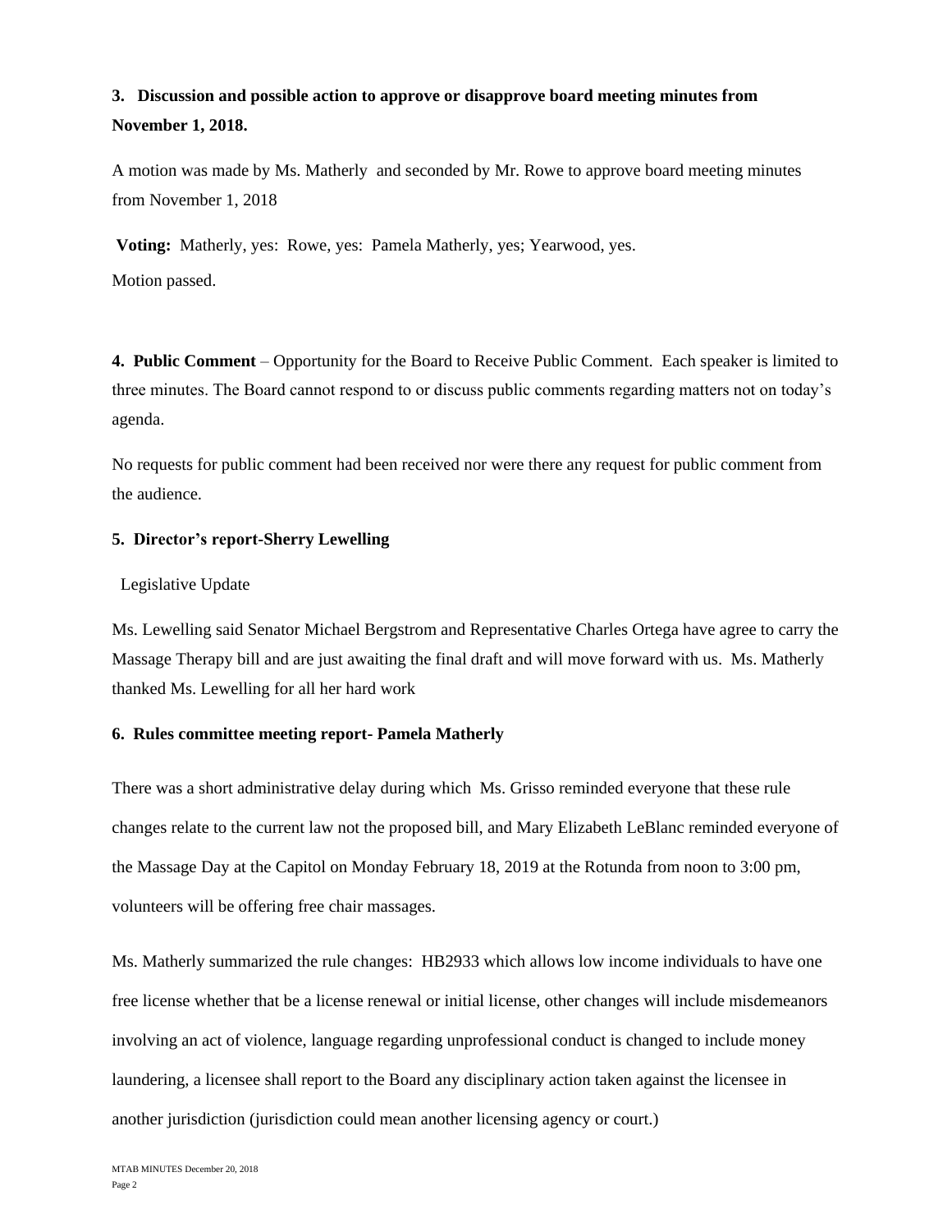**3. Discussion and possible action to approve or disapprove board meeting minutes from November 1, 2018.**

A motion was made by Ms. Matherly and seconded by Mr. Rowe to approve board meeting minutes from November 1, 2018

**Voting:** Matherly, yes: Rowe, yes: Pamela Matherly, yes; Yearwood, yes.

Motion passed.

**4. Public Comment** – Opportunity for the Board to Receive Public Comment. Each speaker is limited to three minutes. The Board cannot respond to or discuss public comments regarding matters not on today's agenda.

No requests for public comment had been received nor were there any request for public comment from the audience.

**5. Director's report-Sherry Lewelling**

Legislative Update

Ms. Lewelling said Senator Michael Bergstrom and Representative Charles Ortega have agree to carry the Massage Therapy bill and are just awaiting the final draft and will move forward with us. Ms. Matherly thanked Ms. Lewelling for all her hard work

**6. Rules committee meeting report- Pamela Matherly**

There was a short administrative delay during which Ms. Grisso reminded everyone that these rule changes relate to the current law not the proposed bill, and Mary Elizabeth LeBlanc reminded everyone of the Massage Day at the Capitol on Monday February 18, 2019 at the Rotunda from noon to 3:00 pm, volunteers will be offering free chair massages.

Ms. Matherly summarized the rule changes: HB2933 which allows low income individuals to have one free license whether that be a license renewal or initial license, other changes will include misdemeanors involving an act of violence, language regarding unprofessional conduct is changed to include money laundering, a licensee shall report to the Board any disciplinary action taken against the licensee in another jurisdiction (jurisdiction could mean another licensing agency or court.)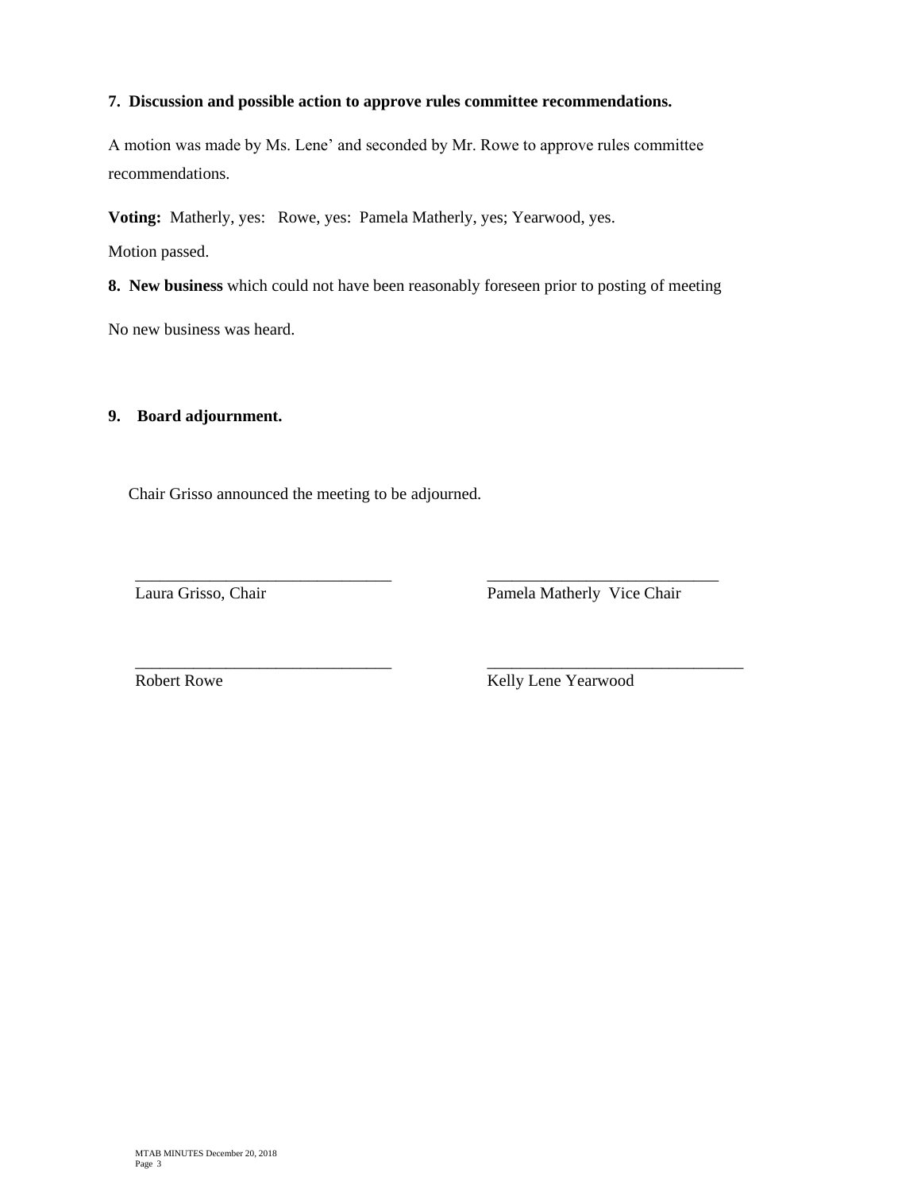**7. Discussion and possible action to approve rules committee recommendations.**

A motion was made by Ms. Lene' and seconded by Mr. Rowe to approve rules committee recommendations.

**Voting:** Matherly, yes: Rowe, yes: Pamela Matherly, yes; Yearwood, yes.

Motion passed.

**8. New business** which could not have been reasonably foreseen prior to posting of meeting

No new business was heard.

**9. Board adjournment.**

Chair Grisso announced the meeting to be adjourned.

_______________________________ Laura Grisso, Chair

_______________________________ Pamela Matherly Vice Chair

_______________________________ Robert Rowe

_______________________________ Kelly Lene Yearwood